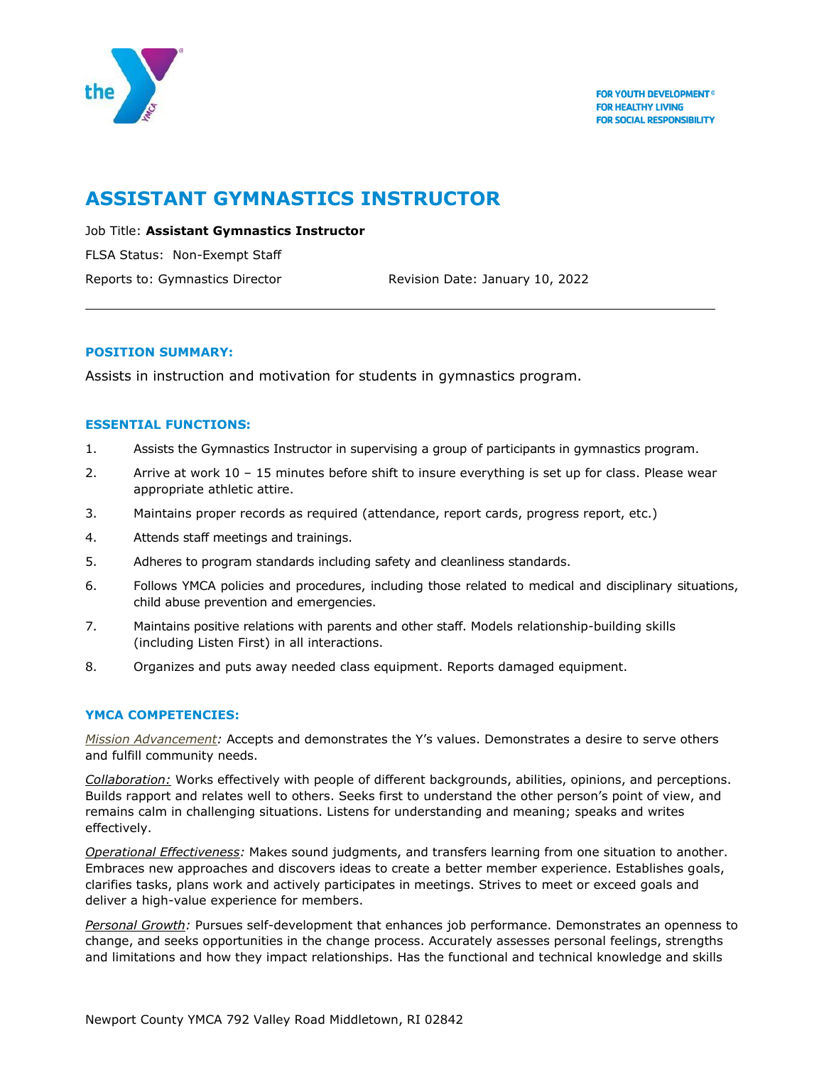FOR YOUTH DEVELOPMENT®
FOR HEALTHY LIVING
FOR SOCIAL RESPONSIBILITY

# ASSISTANT GYMNASTICS INSTRUCTOR

Job Title: **Assistant Gymnastics Instructor**

FLSA Status: Non-Exempt Staff

Reports to: Gymnastics Director Revision Date: January 10, 2022

---

## POSITION SUMMARY:

Assists in instruction and motivation for students in gymnastics program.

## ESSENTIAL FUNCTIONS:

1. Assists the Gymnastics Instructor in supervising a group of participants in gymnastics program.
2. Arrive at work 10 – 15 minutes before shift to insure everything is set up for class. Please wear appropriate athletic attire.
3. Maintains proper records as required (attendance, report cards, progress report, etc.)
4. Attends staff meetings and trainings.
5. Adheres to program standards including safety and cleanliness standards.
6. Follows YMCA policies and procedures, including those related to medical and disciplinary situations, child abuse prevention and emergencies.
7. Maintains positive relations with parents and other staff. Models relationship-building skills (including Listen First) in all interactions.
8. Organizes and puts away needed class equipment. Reports damaged equipment.

## YMCA COMPETENCIES:

*Mission Advancement:* Accepts and demonstrates the Y's values. Demonstrates a desire to serve others and fulfill community needs.

*Collaboration:* Works effectively with people of different backgrounds, abilities, opinions, and perceptions. Builds rapport and relates well to others. Seeks first to understand the other person's point of view, and remains calm in challenging situations. Listens for understanding and meaning; speaks and writes effectively.

*Operational Effectiveness:* Makes sound judgments, and transfers learning from one situation to another. Embraces new approaches and discovers ideas to create a better member experience. Establishes goals, clarifies tasks, plans work and actively participates in meetings. Strives to meet or exceed goals and deliver a high-value experience for members.

*Personal Growth:* Pursues self-development that enhances job performance. Demonstrates an openness to change, and seeks opportunities in the change process. Accurately assesses personal feelings, strengths and limitations and how they impact relationships. Has the functional and technical knowledge and skills

Newport County YMCA 792 Valley Road Middletown, RI 02842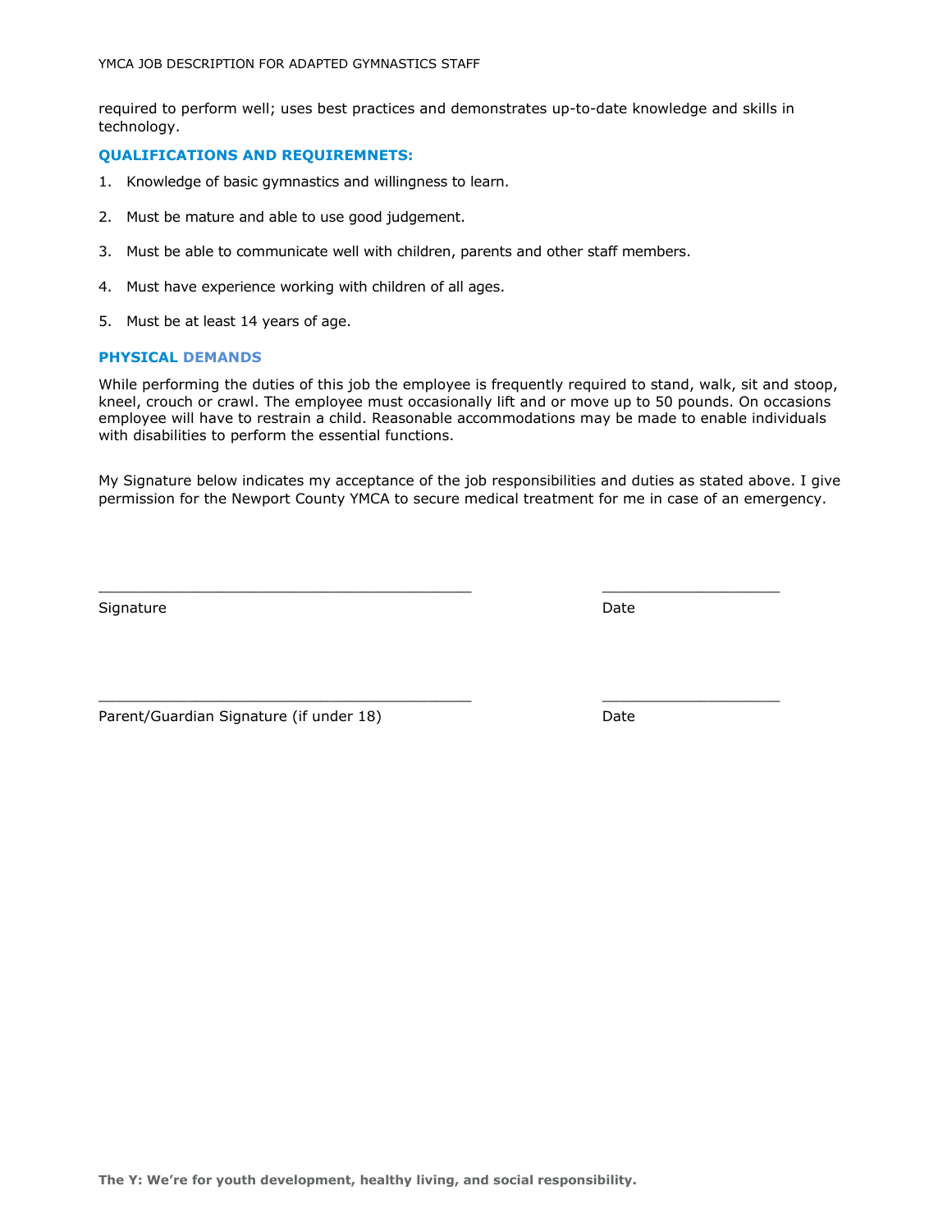required to perform well; uses best practices and demonstrates up-to-date knowledge and skills in technology.

### QUALIFICATIONS AND REQUIREMNETS:

1. Knowledge of basic gymnastics and willingness to learn.
2. Must be mature and able to use good judgement.
3. Must be able to communicate well with children, parents and other staff members.
4. Must have experience working with children of all ages.
5. Must be at least 14 years of age.

### PHYSICAL DEMANDS

While performing the duties of this job the employee is frequently required to stand, walk, sit and stoop, kneel, crouch or crawl. The employee must occasionally lift and or move up to 50 pounds. On occasions employee will have to restrain a child. Reasonable accommodations may be made to enable individuals with disabilities to perform the essential functions.

My Signature below indicates my acceptance of the job responsibilities and duties as stated above. I give permission for the Newport County YMCA to secure medical treatment for me in case of an emergency.

_____________________________________________ _____________________

Signature Date

_____________________________________________ _____________________

Parent/Guardian Signature (if under 18) Date

**The Y: We're for youth development, healthy living, and social responsibility.**